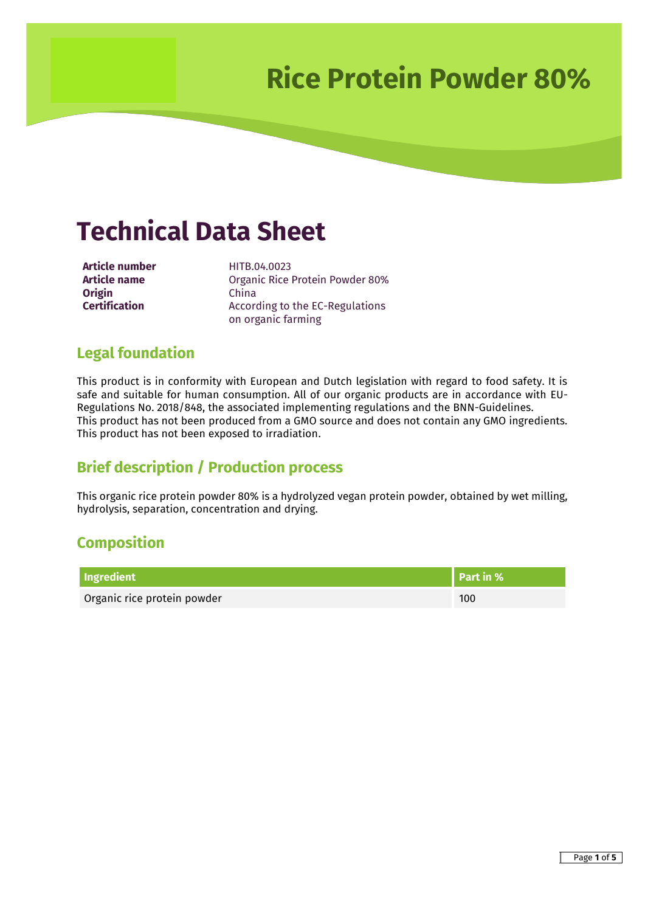# Rice Protein Powder 80%

## Technical Data Sheet

**Article number** HITB.04.0023
**Article name** Organic Rice Protein Powder 80%
**Origin** China
**Certification** According to the EC-Regulations on organic farming

### Legal foundation

This product is in conformity with European and Dutch legislation with regard to food safety. It is safe and suitable for human consumption. All of our organic products are in accordance with EU-Regulations No. 2018/848, the associated implementing regulations and the BNN-Guidelines.
This product has not been produced from a GMO source and does not contain any GMO ingredients.
This product has not been exposed to irradiation.

### Brief description / Production process

This organic rice protein powder 80% is a hydrolyzed vegan protein powder, obtained by wet milling, hydrolysis, separation, concentration and drying.

### Composition

| Ingredient | Part in % |
|---|---|
| Organic rice protein powder | 100 |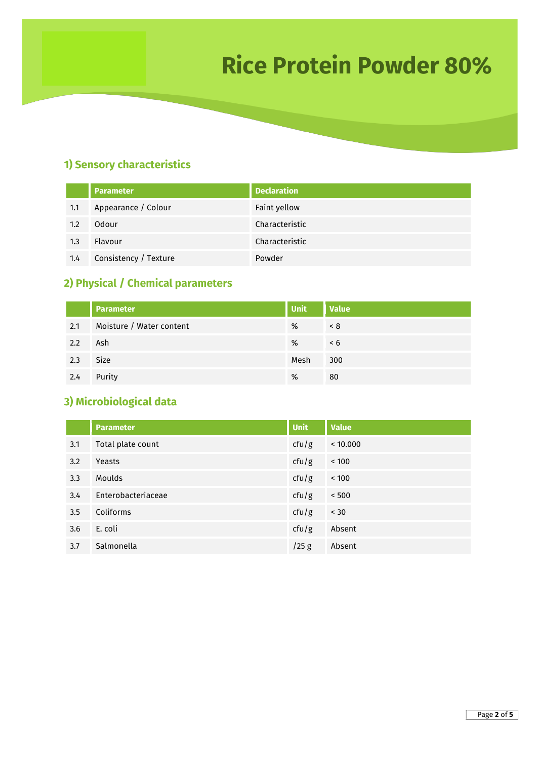# Rice Protein Powder 80%

## 1) Sensory characteristics

| | Parameter | Declaration |
|---|---|---|
| 1.1 | Appearance / Colour | Faint yellow |
| 1.2 | Odour | Characteristic |
| 1.3 | Flavour | Characteristic |
| 1.4 | Consistency / Texture | Powder |

## 2) Physical / Chemical parameters

| | Parameter | Unit | Value |
|---|---|---|---|
| 2.1 | Moisture / Water content | % | < 8 |
| 2.2 | Ash | % | < 6 |
| 2.3 | Size | Mesh | 300 |
| 2.4 | Purity | % | 80 |

## 3) Microbiological data

| | Parameter | Unit | Value |
|---|---|---|---|
| 3.1 | Total plate count | cfu/g | < 10.000 |
| 3.2 | Yeasts | cfu/g | < 100 |
| 3.3 | Moulds | cfu/g | < 100 |
| 3.4 | Enterobacteriaceae | cfu/g | < 500 |
| 3.5 | Coliforms | cfu/g | < 30 |
| 3.6 | E. coli | cfu/g | Absent |
| 3.7 | Salmonella | /25 g | Absent |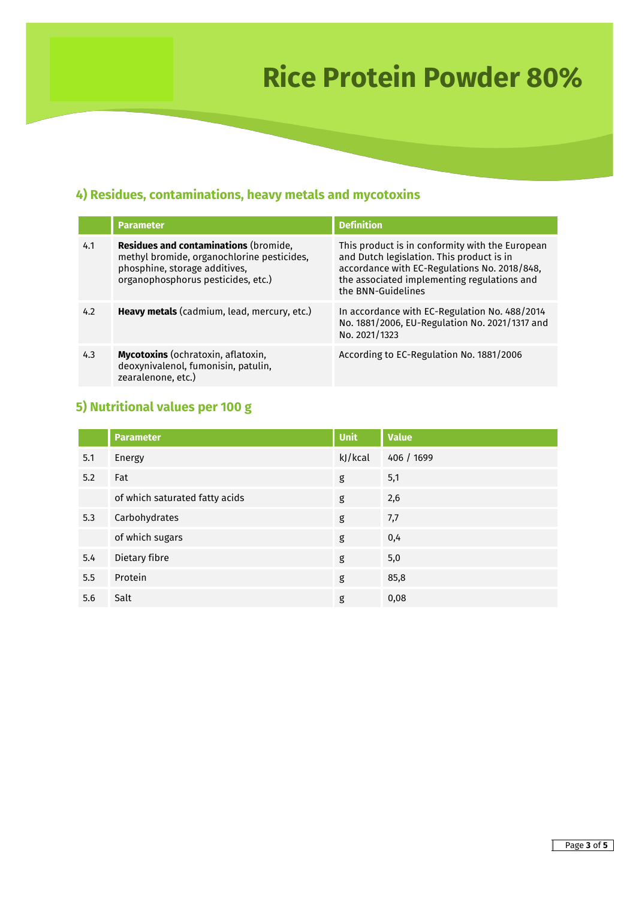# Rice Protein Powder 80%

## 4) Residues, contaminations, heavy metals and mycotoxins

| | Parameter | Definition |
|---|---|---|
| 4.1 | **Residues and contaminations** (bromide, methyl bromide, organochlorine pesticides, phosphine, storage additives, organophosphorus pesticides, etc.) | This product is in conformity with the European and Dutch legislation. This product is in accordance with EC-Regulations No. 2018/848, the associated implementing regulations and the BNN-Guidelines |
| 4.2 | **Heavy metals** (cadmium, lead, mercury, etc.) | In accordance with EC-Regulation No. 488/2014 No. 1881/2006, EU-Regulation No. 2021/1317 and No. 2021/1323 |
| 4.3 | **Mycotoxins** (ochratoxin, aflatoxin, deoxynivalenol, fumonisin, patulin, zearalenone, etc.) | According to EC-Regulation No. 1881/2006 |

## 5) Nutritional values per 100 g

| | Parameter | Unit | Value |
|---|---|---|---|
| 5.1 | Energy | kJ/kcal | 406 / 1699 |
| 5.2 | Fat | g | 5,1 |
| | of which saturated fatty acids | g | 2,6 |
| 5.3 | Carbohydrates | g | 7,7 |
| | of which sugars | g | 0,4 |
| 5.4 | Dietary fibre | g | 5,0 |
| 5.5 | Protein | g | 85,8 |
| 5.6 | Salt | g | 0,08 |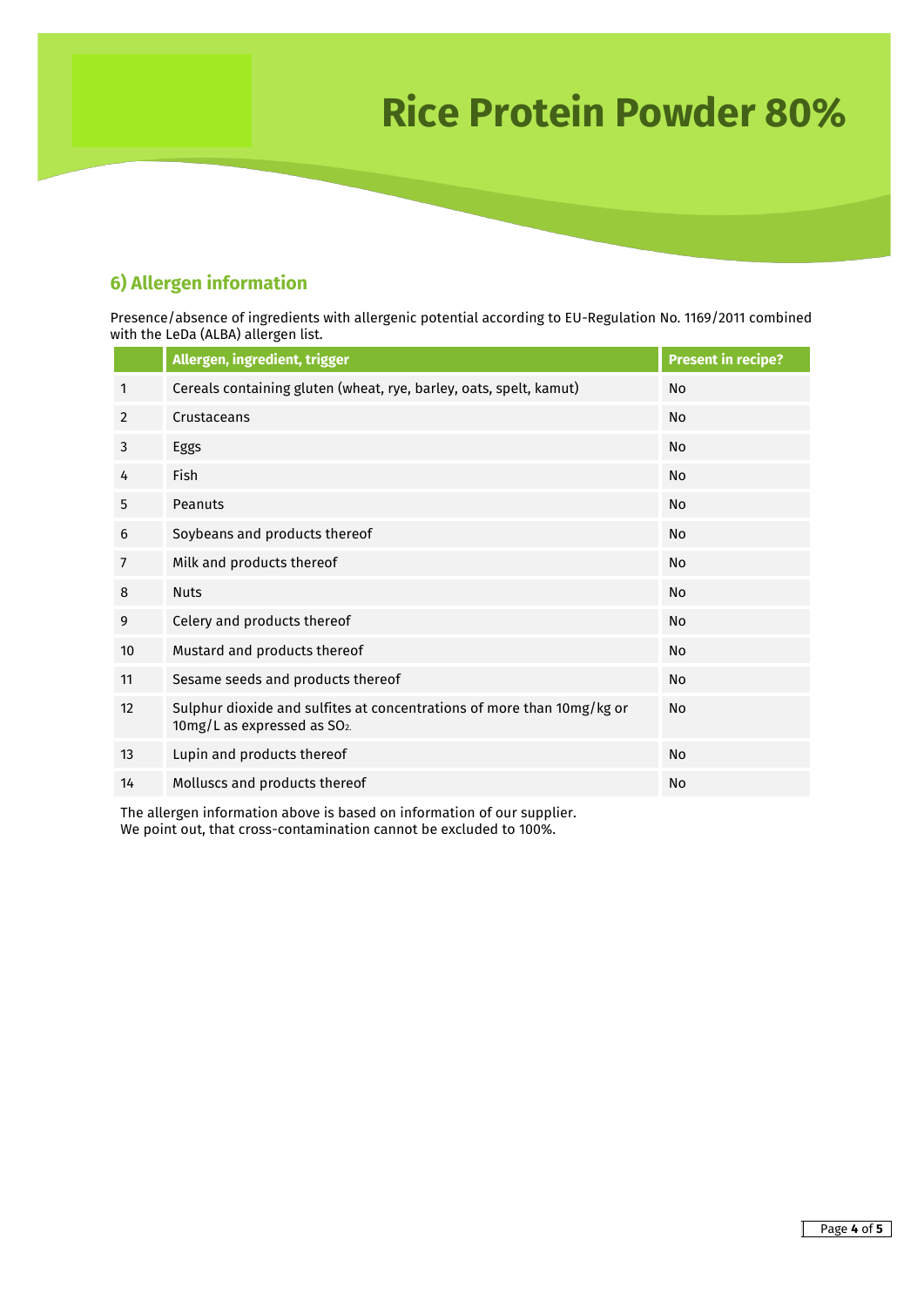# Rice Protein Powder 80%

## 6) Allergen information

Presence/absence of ingredients with allergenic potential according to EU-Regulation No. 1169/2011 combined with the LeDa (ALBA) allergen list.

| | Allergen, ingredient, trigger | Present in recipe? |
|---|---|---|
| 1 | Cereals containing gluten (wheat, rye, barley, oats, spelt, kamut) | No |
| 2 | Crustaceans | No |
| 3 | Eggs | No |
| 4 | Fish | No |
| 5 | Peanuts | No |
| 6 | Soybeans and products thereof | No |
| 7 | Milk and products thereof | No |
| 8 | Nuts | No |
| 9 | Celery and products thereof | No |
| 10 | Mustard and products thereof | No |
| 11 | Sesame seeds and products thereof | No |
| 12 | Sulphur dioxide and sulfites at concentrations of more than 10mg/kg or 10mg/L as expressed as $SO_2$. | No |
| 13 | Lupin and products thereof | No |
| 14 | Molluscs and products thereof | No |

The allergen information above is based on information of our supplier.
We point out, that cross-contamination cannot be excluded to 100%.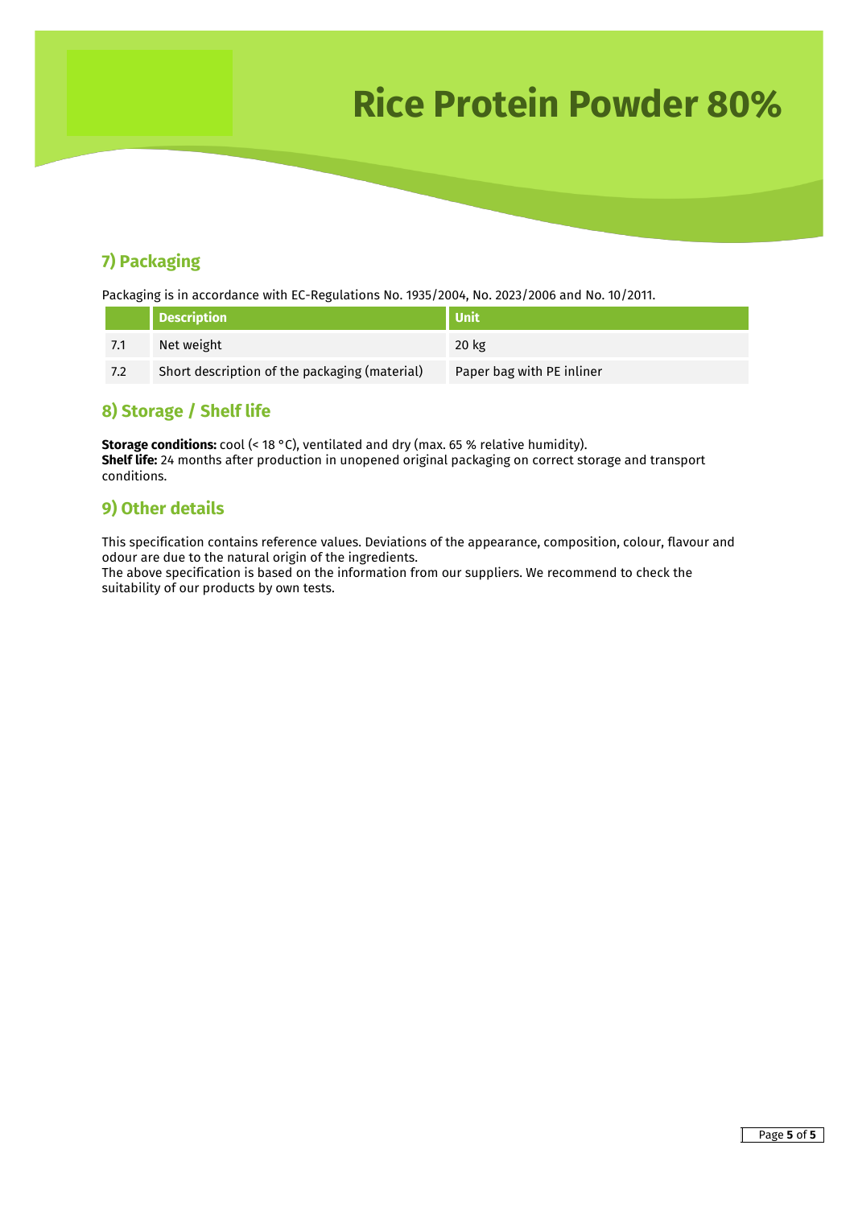# Rice Protein Powder 80%

## 7) Packaging

Packaging is in accordance with EC-Regulations No. 1935/2004, No. 2023/2006 and No. 10/2011.

| | Description | Unit |
|---|---|---|
| 7.1 | Net weight | 20 kg |
| 7.2 | Short description of the packaging (material) | Paper bag with PE inliner |

## 8) Storage / Shelf life

**Storage conditions:** cool (< 18 °C), ventilated and dry (max. 65 % relative humidity).
**Shelf life:** 24 months after production in unopened original packaging on correct storage and transport conditions.

## 9) Other details

This specification contains reference values. Deviations of the appearance, composition, colour, flavour and odour are due to the natural origin of the ingredients.
The above specification is based on the information from our suppliers. We recommend to check the suitability of our products by own tests.